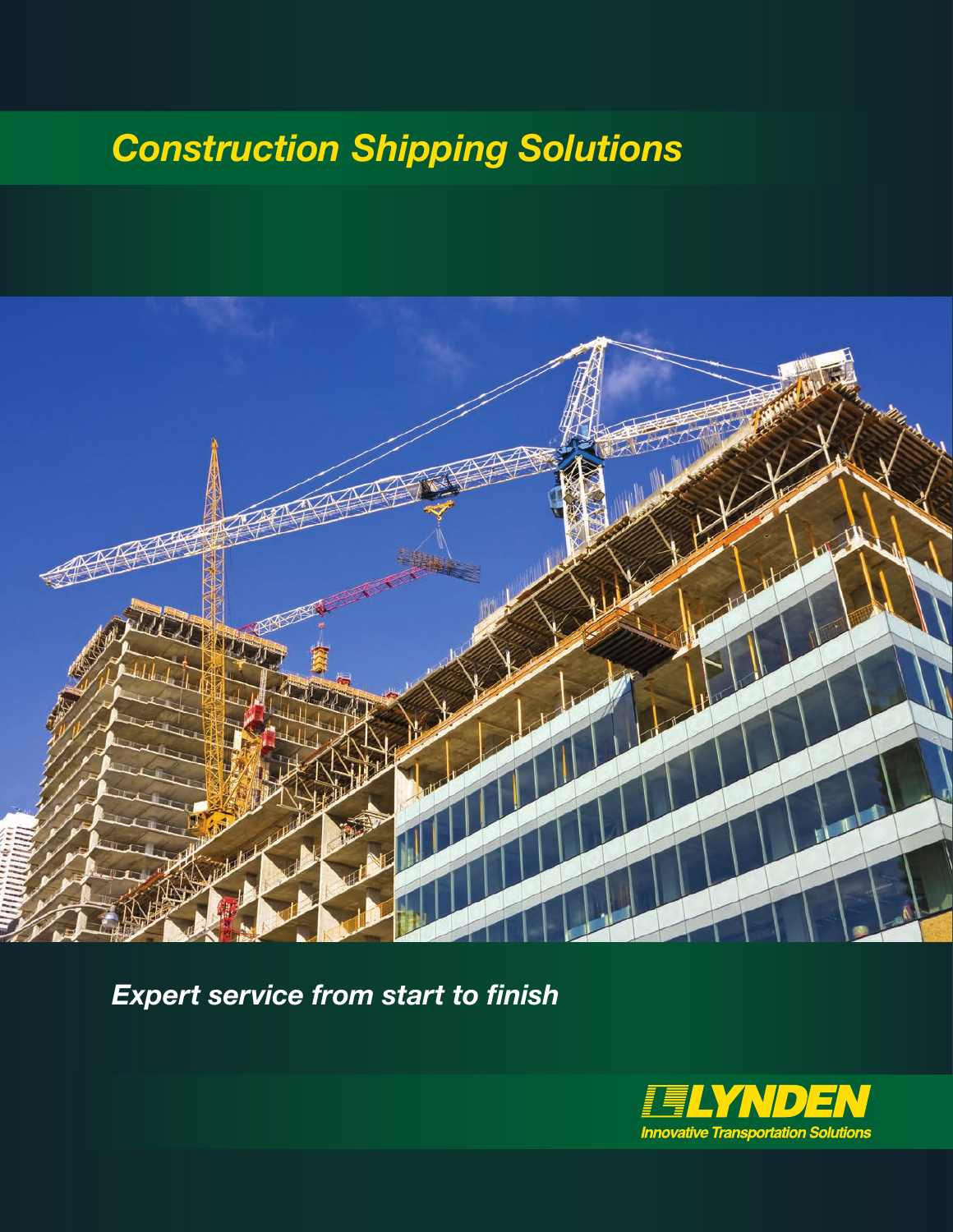# Construction Shipping Solutions

*Expert service from start to finish*

LYNDEN

*Innovative Transportation Solutions*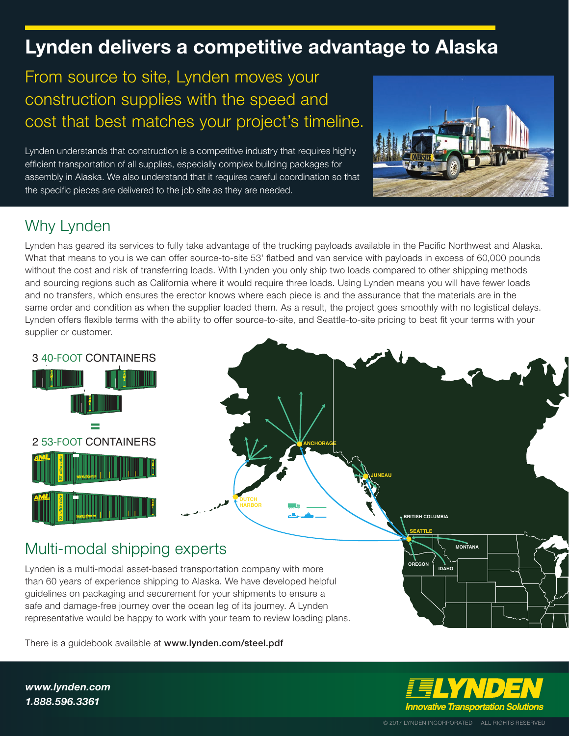# Lynden delivers a competitive advantage to Alaska

## From source to site, Lynden moves your construction supplies with the speed and cost that best matches your project's timeline.

Lynden understands that construction is a competitive industry that requires highly efficient transportation of all supplies, especially complex building packages for assembly in Alaska. We also understand that it requires careful coordination so that the specific pieces are delivered to the job site as they are needed.

## Why Lynden

Lynden has geared its services to fully take advantage of the trucking payloads available in the Pacific Northwest and Alaska. What that means to you is we can offer source-to-site 53' flatbed and van service with payloads in excess of 60,000 pounds without the cost and risk of transferring loads. With Lynden you only ship two loads compared to other shipping methods and sourcing regions such as California where it would require three loads. Using Lynden means you will have fewer loads and no transfers, which ensures the erector knows where each piece is and the assurance that the materials are in the same order and condition as when the supplier loaded them. As a result, the project goes smoothly with no logistical delays. Lynden offers flexible terms with the ability to offer source-to-site, and Seattle-to-site pricing to best fit your terms with your supplier or customer.

3 40-FOOT CONTAINERS

=

2 53-FOOT CONTAINERS

ANCHORAGE

JUNEAU

DUTCH HARBOR

BRITISH COLUMBIA

SEATTLE

MONTANA

OREGON

IDAHO

## Multi-modal shipping experts

Lynden is a multi-modal asset-based transportation company with more than 60 years of experience shipping to Alaska. We have developed helpful guidelines on packaging and securement for your shipments to ensure a safe and damage-free journey over the ocean leg of its journey. A Lynden representative would be happy to work with your team to review loading plans.

There is a guidebook available at **www.lynden.com/steel.pdf**

***www.lynden.com***
***1.888.596.3361***

LYNDEN
*Innovative Transportation Solutions*

© 2017 LYNDEN INCORPORATED ALL RIGHTS RESERVED